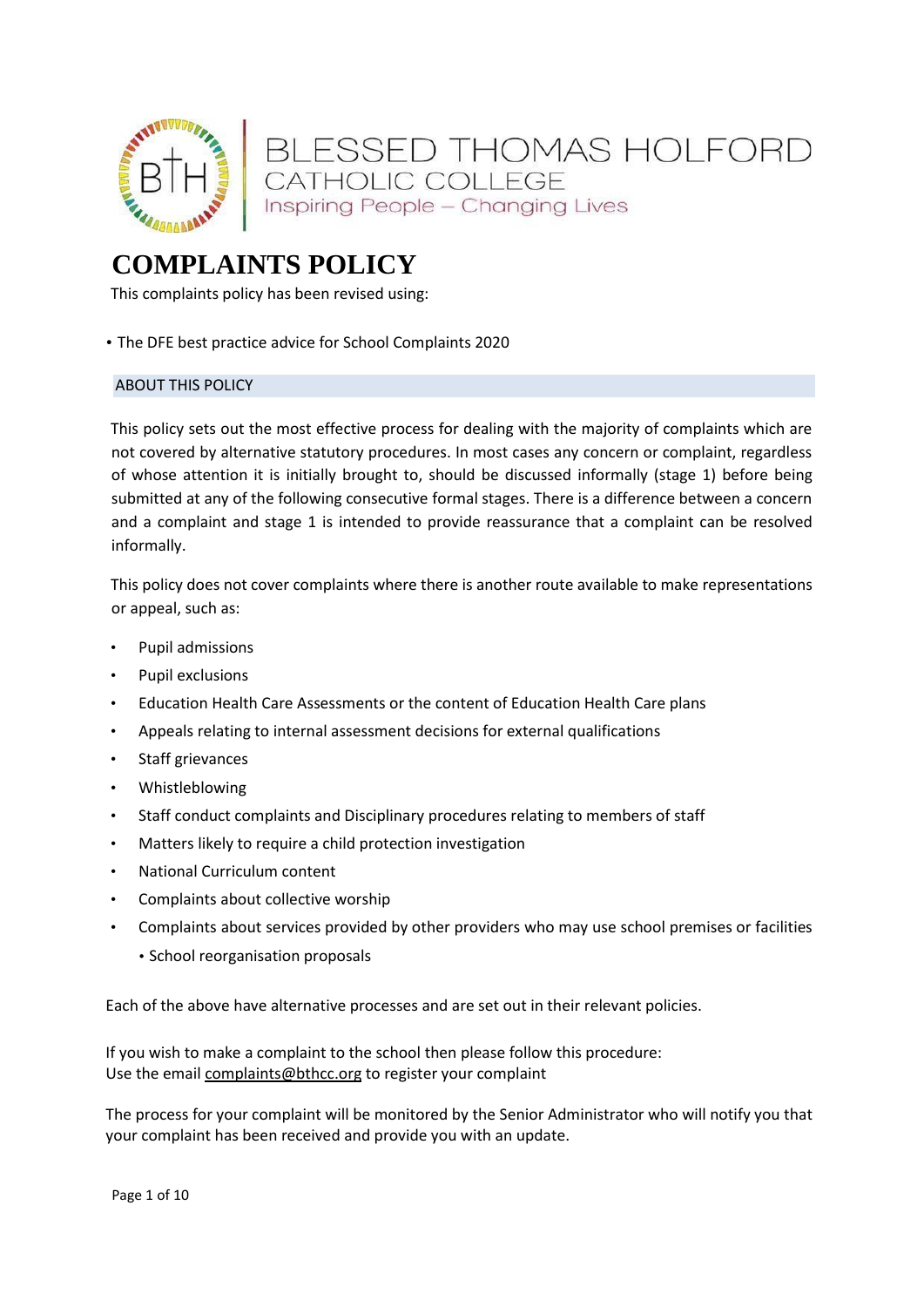BLESSED THOMAS HOLFORD
CATHOLIC COLLEGE
Inspiring People – Changing Lives

# COMPLAINTS POLICY

This complaints policy has been revised using:

- The DFE best practice advice for School Complaints 2020

## ABOUT THIS POLICY

This policy sets out the most effective process for dealing with the majority of complaints which are not covered by alternative statutory procedures. In most cases any concern or complaint, regardless of whose attention it is initially brought to, should be discussed informally (stage 1) before being submitted at any of the following consecutive formal stages. There is a difference between a concern and a complaint and stage 1 is intended to provide reassurance that a complaint can be resolved informally.

This policy does not cover complaints where there is another route available to make representations or appeal, such as:

- Pupil admissions
- Pupil exclusions
- Education Health Care Assessments or the content of Education Health Care plans
- Appeals relating to internal assessment decisions for external qualifications
- Staff grievances
- Whistleblowing
- Staff conduct complaints and Disciplinary procedures relating to members of staff
- Matters likely to require a child protection investigation
- National Curriculum content
- Complaints about collective worship
- Complaints about services provided by other providers who may use school premises or facilities
- School reorganisation proposals

Each of the above have alternative processes and are set out in their relevant policies.

If you wish to make a complaint to the school then please follow this procedure:
Use the email complaints@bthcc.org to register your complaint

The process for your complaint will be monitored by the Senior Administrator who will notify you that your complaint has been received and provide you with an update.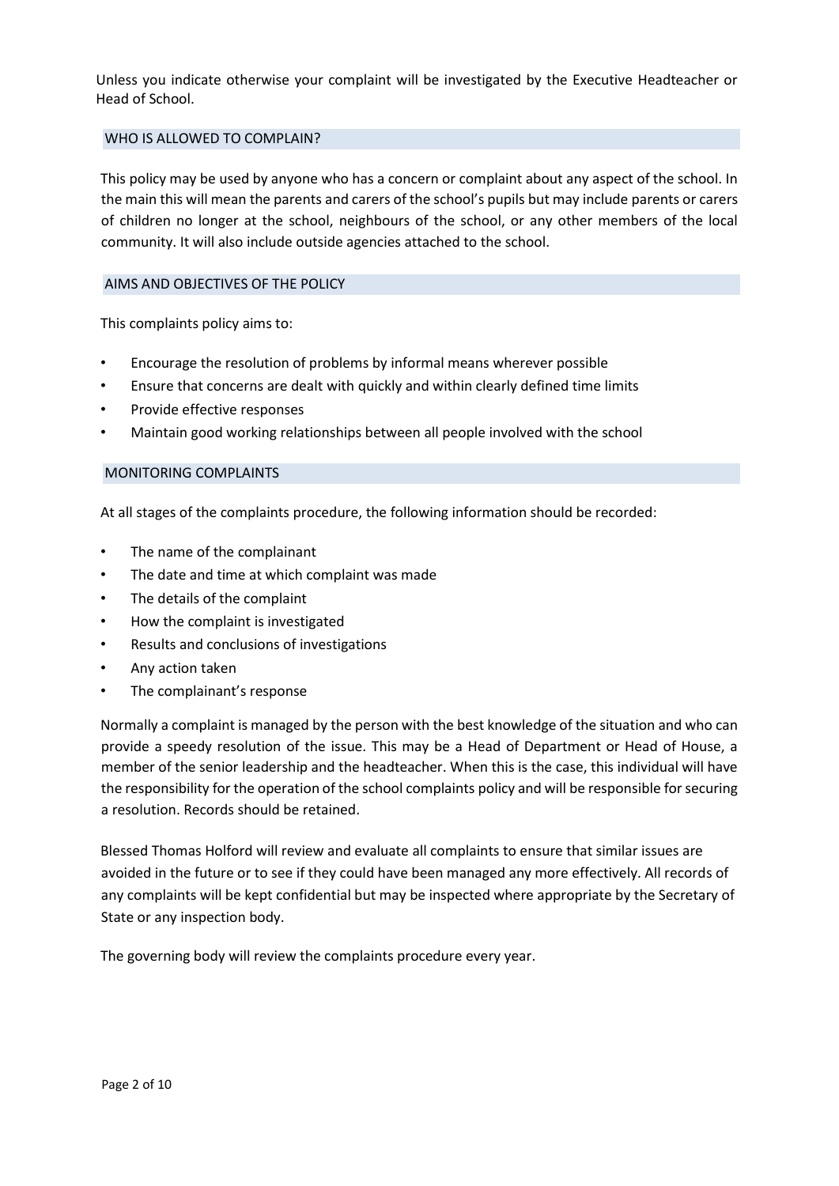Unless you indicate otherwise your complaint will be investigated by the Executive Headteacher or Head of School.

## WHO IS ALLOWED TO COMPLAIN?

This policy may be used by anyone who has a concern or complaint about any aspect of the school. In the main this will mean the parents and carers of the school's pupils but may include parents or carers of children no longer at the school, neighbours of the school, or any other members of the local community. It will also include outside agencies attached to the school.

## AIMS AND OBJECTIVES OF THE POLICY

This complaints policy aims to:

- Encourage the resolution of problems by informal means wherever possible
- Ensure that concerns are dealt with quickly and within clearly defined time limits
- Provide effective responses
- Maintain good working relationships between all people involved with the school

## MONITORING COMPLAINTS

At all stages of the complaints procedure, the following information should be recorded:

- The name of the complainant
- The date and time at which complaint was made
- The details of the complaint
- How the complaint is investigated
- Results and conclusions of investigations
- Any action taken
- The complainant's response

Normally a complaint is managed by the person with the best knowledge of the situation and who can provide a speedy resolution of the issue. This may be a Head of Department or Head of House, a member of the senior leadership and the headteacher. When this is the case, this individual will have the responsibility for the operation of the school complaints policy and will be responsible for securing a resolution. Records should be retained.

Blessed Thomas Holford will review and evaluate all complaints to ensure that similar issues are avoided in the future or to see if they could have been managed any more effectively. All records of any complaints will be kept confidential but may be inspected where appropriate by the Secretary of State or any inspection body.

The governing body will review the complaints procedure every year.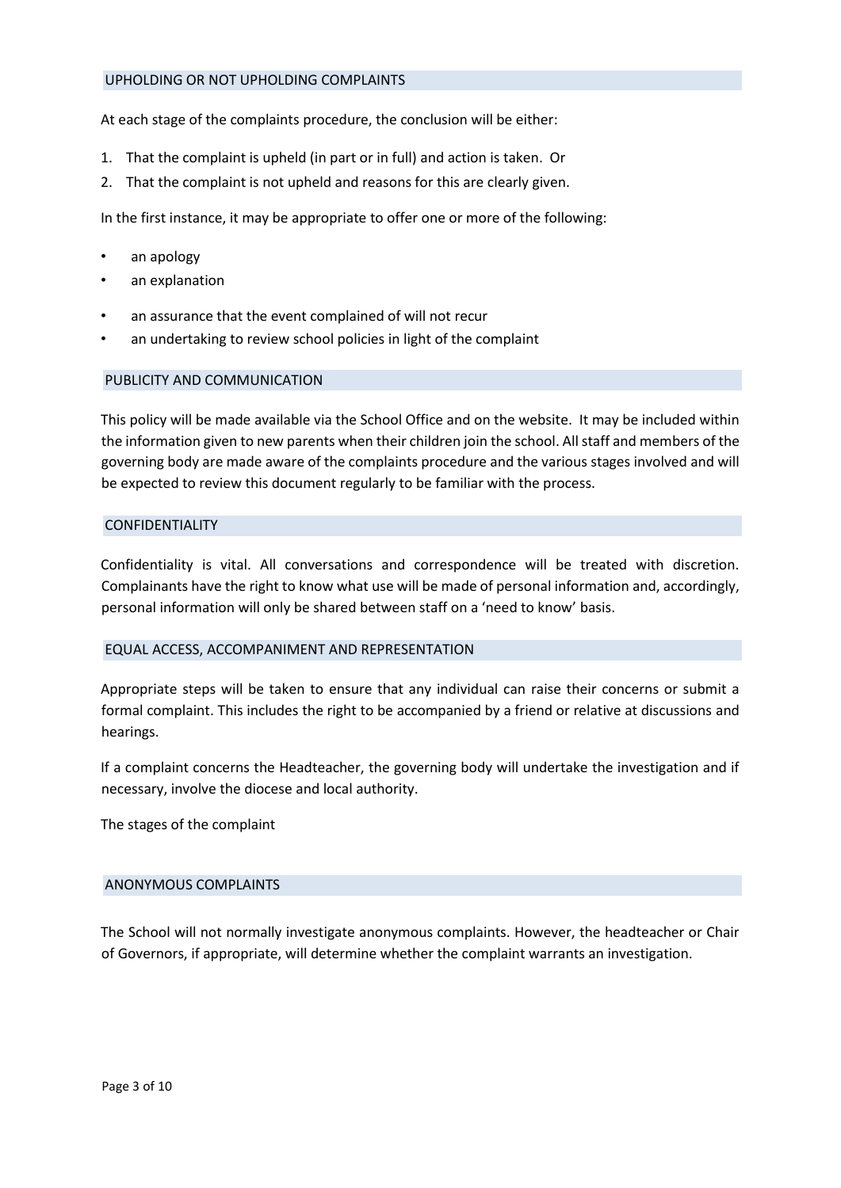## UPHOLDING OR NOT UPHOLDING COMPLAINTS

At each stage of the complaints procedure, the conclusion will be either:

1. That the complaint is upheld (in part or in full) and action is taken. Or
2. That the complaint is not upheld and reasons for this are clearly given.

In the first instance, it may be appropriate to offer one or more of the following:

- an apology
- an explanation
- an assurance that the event complained of will not recur
- an undertaking to review school policies in light of the complaint

## PUBLICITY AND COMMUNICATION

This policy will be made available via the School Office and on the website. It may be included within the information given to new parents when their children join the school. All staff and members of the governing body are made aware of the complaints procedure and the various stages involved and will be expected to review this document regularly to be familiar with the process.

## CONFIDENTIALITY

Confidentiality is vital. All conversations and correspondence will be treated with discretion. Complainants have the right to know what use will be made of personal information and, accordingly, personal information will only be shared between staff on a 'need to know' basis.

## EQUAL ACCESS, ACCOMPANIMENT AND REPRESENTATION

Appropriate steps will be taken to ensure that any individual can raise their concerns or submit a formal complaint. This includes the right to be accompanied by a friend or relative at discussions and hearings.

If a complaint concerns the Headteacher, the governing body will undertake the investigation and if necessary, involve the diocese and local authority.

The stages of the complaint

## ANONYMOUS COMPLAINTS

The School will not normally investigate anonymous complaints. However, the headteacher or Chair of Governors, if appropriate, will determine whether the complaint warrants an investigation.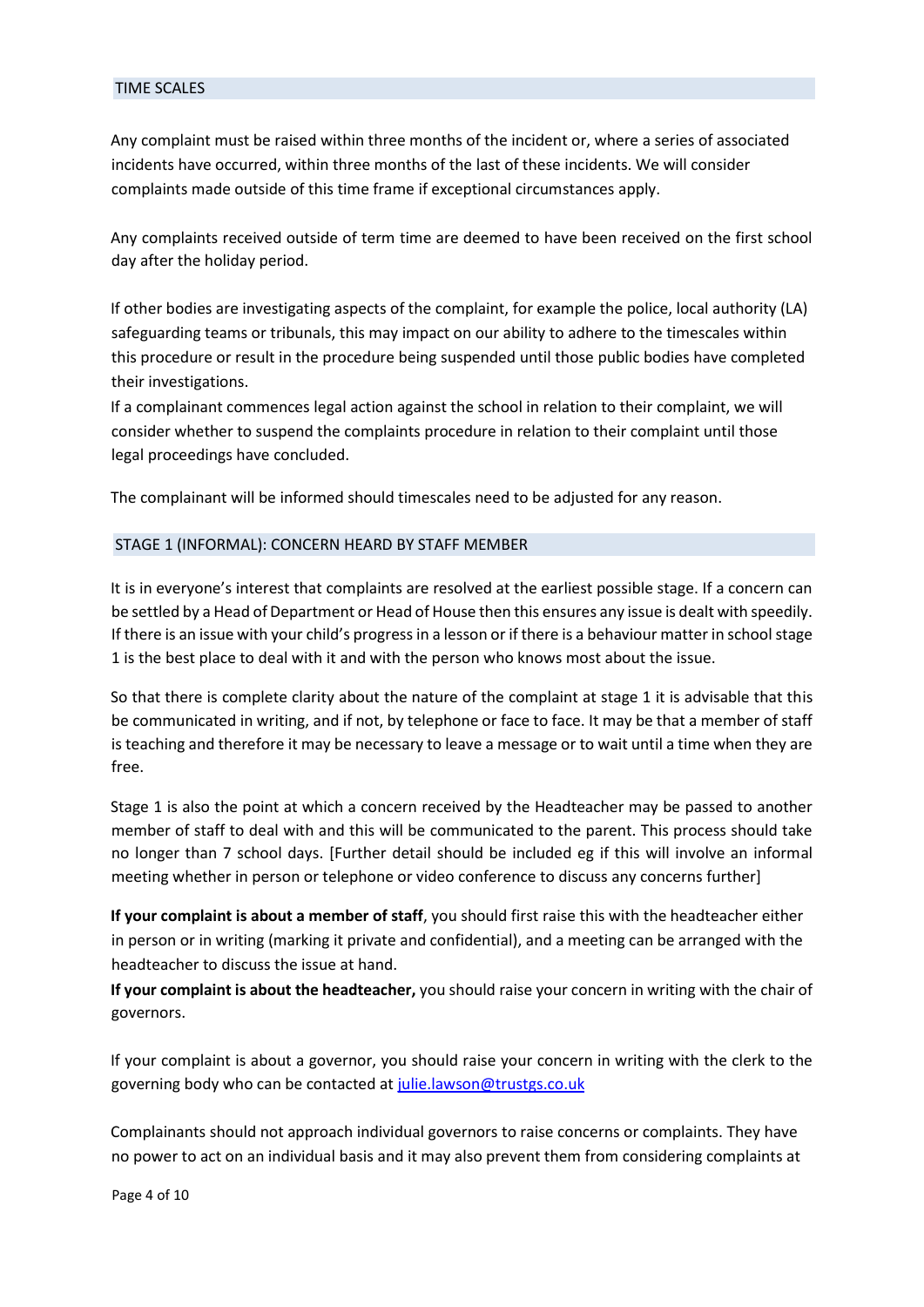## TIME SCALES

Any complaint must be raised within three months of the incident or, where a series of associated incidents have occurred, within three months of the last of these incidents. We will consider complaints made outside of this time frame if exceptional circumstances apply.

Any complaints received outside of term time are deemed to have been received on the first school day after the holiday period.

If other bodies are investigating aspects of the complaint, for example the police, local authority (LA) safeguarding teams or tribunals, this may impact on our ability to adhere to the timescales within this procedure or result in the procedure being suspended until those public bodies have completed their investigations.

If a complainant commences legal action against the school in relation to their complaint, we will consider whether to suspend the complaints procedure in relation to their complaint until those legal proceedings have concluded.

The complainant will be informed should timescales need to be adjusted for any reason.

## STAGE 1 (INFORMAL): CONCERN HEARD BY STAFF MEMBER

It is in everyone's interest that complaints are resolved at the earliest possible stage. If a concern can be settled by a Head of Department or Head of House then this ensures any issue is dealt with speedily. If there is an issue with your child's progress in a lesson or if there is a behaviour matter in school stage 1 is the best place to deal with it and with the person who knows most about the issue.

So that there is complete clarity about the nature of the complaint at stage 1 it is advisable that this be communicated in writing, and if not, by telephone or face to face. It may be that a member of staff is teaching and therefore it may be necessary to leave a message or to wait until a time when they are free.

Stage 1 is also the point at which a concern received by the Headteacher may be passed to another member of staff to deal with and this will be communicated to the parent. This process should take no longer than 7 school days. [Further detail should be included eg if this will involve an informal meeting whether in person or telephone or video conference to discuss any concerns further]

**If your complaint is about a member of staff**, you should first raise this with the headteacher either in person or in writing (marking it private and confidential), and a meeting can be arranged with the headteacher to discuss the issue at hand.

**If your complaint is about the headteacher,** you should raise your concern in writing with the chair of governors.

If your complaint is about a governor, you should raise your concern in writing with the clerk to the governing body who can be contacted at julie.lawson@trustgs.co.uk

Complainants should not approach individual governors to raise concerns or complaints. They have no power to act on an individual basis and it may also prevent them from considering complaints at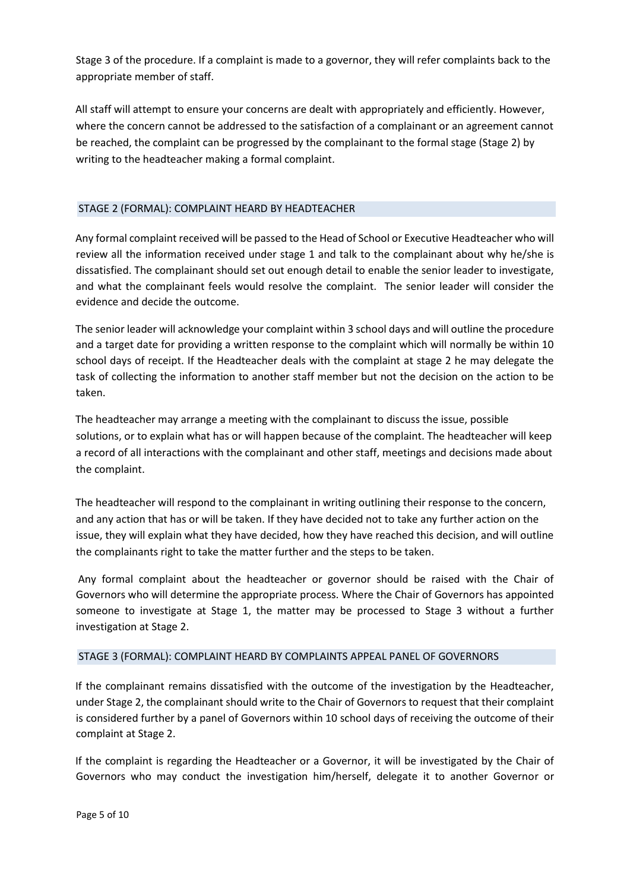Stage 3 of the procedure. If a complaint is made to a governor, they will refer complaints back to the appropriate member of staff.

All staff will attempt to ensure your concerns are dealt with appropriately and efficiently. However, where the concern cannot be addressed to the satisfaction of a complainant or an agreement cannot be reached, the complaint can be progressed by the complainant to the formal stage (Stage 2) by writing to the headteacher making a formal complaint.

## STAGE 2 (FORMAL): COMPLAINT HEARD BY HEADTEACHER

Any formal complaint received will be passed to the Head of School or Executive Headteacher who will review all the information received under stage 1 and talk to the complainant about why he/she is dissatisfied. The complainant should set out enough detail to enable the senior leader to investigate, and what the complainant feels would resolve the complaint. The senior leader will consider the evidence and decide the outcome.

The senior leader will acknowledge your complaint within 3 school days and will outline the procedure and a target date for providing a written response to the complaint which will normally be within 10 school days of receipt. If the Headteacher deals with the complaint at stage 2 he may delegate the task of collecting the information to another staff member but not the decision on the action to be taken.

The headteacher may arrange a meeting with the complainant to discuss the issue, possible solutions, or to explain what has or will happen because of the complaint. The headteacher will keep a record of all interactions with the complainant and other staff, meetings and decisions made about the complaint.

The headteacher will respond to the complainant in writing outlining their response to the concern, and any action that has or will be taken. If they have decided not to take any further action on the issue, they will explain what they have decided, how they have reached this decision, and will outline the complainants right to take the matter further and the steps to be taken.

Any formal complaint about the headteacher or governor should be raised with the Chair of Governors who will determine the appropriate process. Where the Chair of Governors has appointed someone to investigate at Stage 1, the matter may be processed to Stage 3 without a further investigation at Stage 2.

## STAGE 3 (FORMAL): COMPLAINT HEARD BY COMPLAINTS APPEAL PANEL OF GOVERNORS

If the complainant remains dissatisfied with the outcome of the investigation by the Headteacher, under Stage 2, the complainant should write to the Chair of Governors to request that their complaint is considered further by a panel of Governors within 10 school days of receiving the outcome of their complaint at Stage 2.

If the complaint is regarding the Headteacher or a Governor, it will be investigated by the Chair of Governors who may conduct the investigation him/herself, delegate it to another Governor or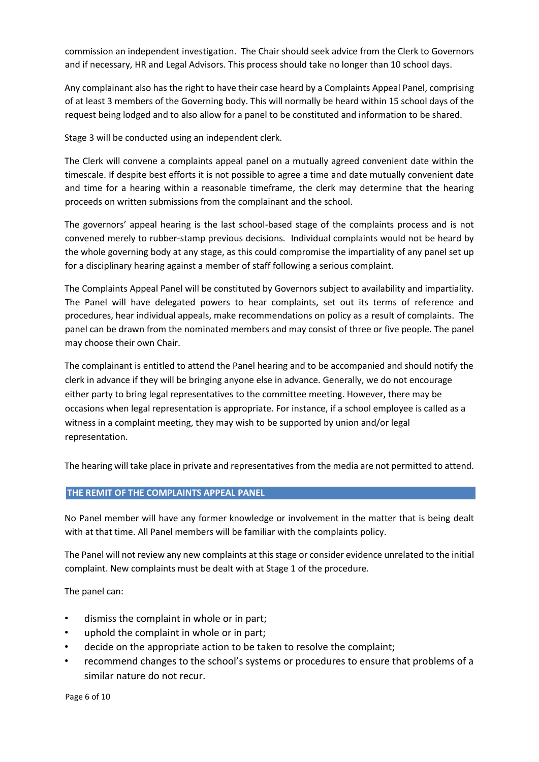commission an independent investigation. The Chair should seek advice from the Clerk to Governors and if necessary, HR and Legal Advisors. This process should take no longer than 10 school days.

Any complainant also has the right to have their case heard by a Complaints Appeal Panel, comprising of at least 3 members of the Governing body. This will normally be heard within 15 school days of the request being lodged and to also allow for a panel to be constituted and information to be shared.

Stage 3 will be conducted using an independent clerk.

The Clerk will convene a complaints appeal panel on a mutually agreed convenient date within the timescale. If despite best efforts it is not possible to agree a time and date mutually convenient date and time for a hearing within a reasonable timeframe, the clerk may determine that the hearing proceeds on written submissions from the complainant and the school.

The governors' appeal hearing is the last school-based stage of the complaints process and is not convened merely to rubber-stamp previous decisions. Individual complaints would not be heard by the whole governing body at any stage, as this could compromise the impartiality of any panel set up for a disciplinary hearing against a member of staff following a serious complaint.

The Complaints Appeal Panel will be constituted by Governors subject to availability and impartiality. The Panel will have delegated powers to hear complaints, set out its terms of reference and procedures, hear individual appeals, make recommendations on policy as a result of complaints. The panel can be drawn from the nominated members and may consist of three or five people. The panel may choose their own Chair.

The complainant is entitled to attend the Panel hearing and to be accompanied and should notify the clerk in advance if they will be bringing anyone else in advance. Generally, we do not encourage either party to bring legal representatives to the committee meeting. However, there may be occasions when legal representation is appropriate. For instance, if a school employee is called as a witness in a complaint meeting, they may wish to be supported by union and/or legal representation.

The hearing will take place in private and representatives from the media are not permitted to attend.

## THE REMIT OF THE COMPLAINTS APPEAL PANEL

No Panel member will have any former knowledge or involvement in the matter that is being dealt with at that time. All Panel members will be familiar with the complaints policy.

The Panel will not review any new complaints at this stage or consider evidence unrelated to the initial complaint. New complaints must be dealt with at Stage 1 of the procedure.

The panel can:

- dismiss the complaint in whole or in part;
- uphold the complaint in whole or in part;
- decide on the appropriate action to be taken to resolve the complaint;
- recommend changes to the school's systems or procedures to ensure that problems of a similar nature do not recur.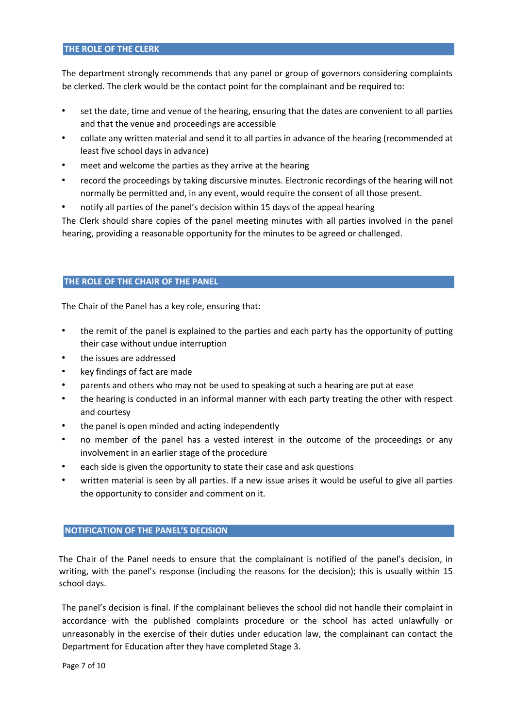## THE ROLE OF THE CLERK

The department strongly recommends that any panel or group of governors considering complaints be clerked. The clerk would be the contact point for the complainant and be required to:

- set the date, time and venue of the hearing, ensuring that the dates are convenient to all parties and that the venue and proceedings are accessible
- collate any written material and send it to all parties in advance of the hearing (recommended at least five school days in advance)
- meet and welcome the parties as they arrive at the hearing
- record the proceedings by taking discursive minutes. Electronic recordings of the hearing will not normally be permitted and, in any event, would require the consent of all those present.
- notify all parties of the panel's decision within 15 days of the appeal hearing

The Clerk should share copies of the panel meeting minutes with all parties involved in the panel hearing, providing a reasonable opportunity for the minutes to be agreed or challenged.

## THE ROLE OF THE CHAIR OF THE PANEL

The Chair of the Panel has a key role, ensuring that:

- the remit of the panel is explained to the parties and each party has the opportunity of putting their case without undue interruption
- the issues are addressed
- key findings of fact are made
- parents and others who may not be used to speaking at such a hearing are put at ease
- the hearing is conducted in an informal manner with each party treating the other with respect and courtesy
- the panel is open minded and acting independently
- no member of the panel has a vested interest in the outcome of the proceedings or any involvement in an earlier stage of the procedure
- each side is given the opportunity to state their case and ask questions
- written material is seen by all parties. If a new issue arises it would be useful to give all parties the opportunity to consider and comment on it.

## NOTIFICATION OF THE PANEL'S DECISION

The Chair of the Panel needs to ensure that the complainant is notified of the panel's decision, in writing, with the panel's response (including the reasons for the decision); this is usually within 15 school days.

The panel's decision is final. If the complainant believes the school did not handle their complaint in accordance with the published complaints procedure or the school has acted unlawfully or unreasonably in the exercise of their duties under education law, the complainant can contact the Department for Education after they have completed Stage 3.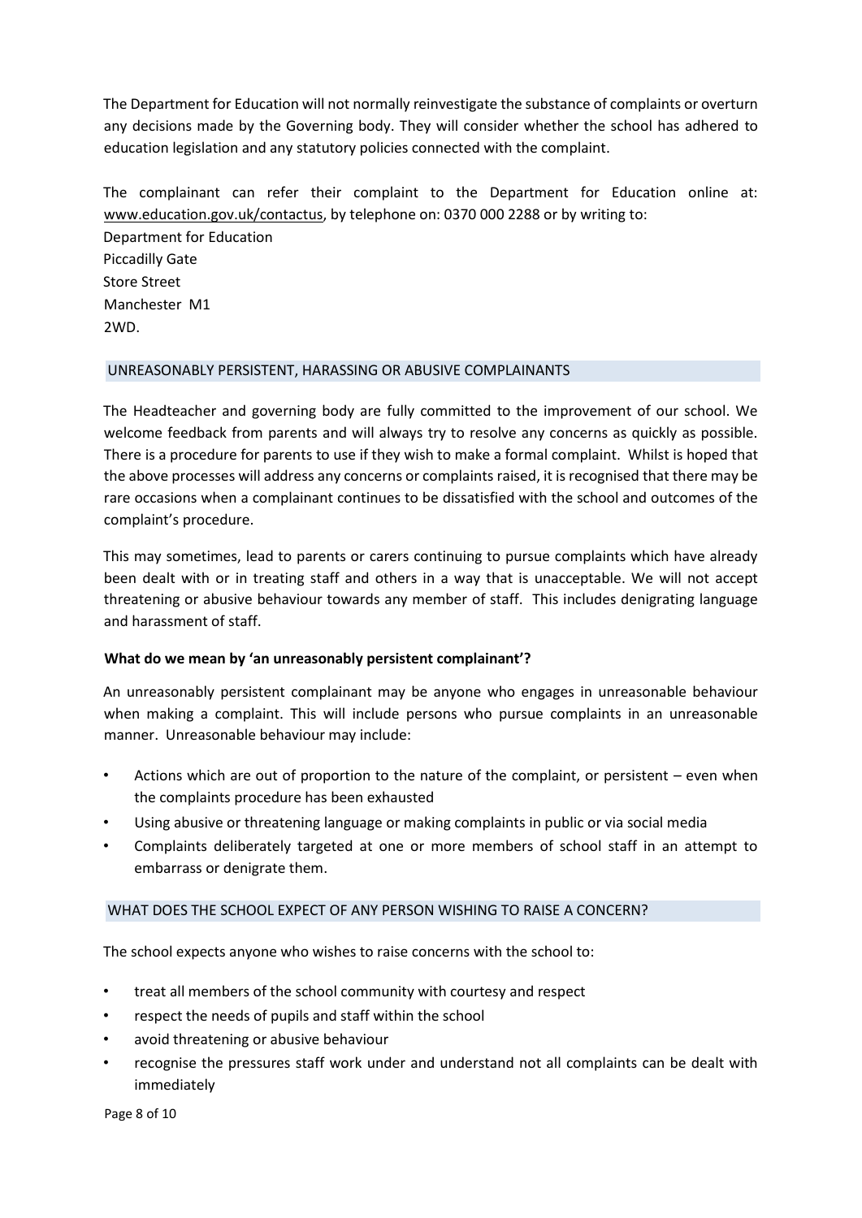The Department for Education will not normally reinvestigate the substance of complaints or overturn any decisions made by the Governing body. They will consider whether the school has adhered to education legislation and any statutory policies connected with the complaint.

The complainant can refer their complaint to the Department for Education online at: www.education.gov.uk/contactus, by telephone on: 0370 000 2288 or by writing to:
Department for Education
Piccadilly Gate
Store Street
Manchester M1
2WD.

## UNREASONABLY PERSISTENT, HARASSING OR ABUSIVE COMPLAINANTS

The Headteacher and governing body are fully committed to the improvement of our school. We welcome feedback from parents and will always try to resolve any concerns as quickly as possible. There is a procedure for parents to use if they wish to make a formal complaint. Whilst is hoped that the above processes will address any concerns or complaints raised, it is recognised that there may be rare occasions when a complainant continues to be dissatisfied with the school and outcomes of the complaint's procedure.

This may sometimes, lead to parents or carers continuing to pursue complaints which have already been dealt with or in treating staff and others in a way that is unacceptable. We will not accept threatening or abusive behaviour towards any member of staff. This includes denigrating language and harassment of staff.

**What do we mean by 'an unreasonably persistent complainant'?**

An unreasonably persistent complainant may be anyone who engages in unreasonable behaviour when making a complaint. This will include persons who pursue complaints in an unreasonable manner. Unreasonable behaviour may include:

- Actions which are out of proportion to the nature of the complaint, or persistent – even when the complaints procedure has been exhausted
- Using abusive or threatening language or making complaints in public or via social media
- Complaints deliberately targeted at one or more members of school staff in an attempt to embarrass or denigrate them.

## WHAT DOES THE SCHOOL EXPECT OF ANY PERSON WISHING TO RAISE A CONCERN?

The school expects anyone who wishes to raise concerns with the school to:

- treat all members of the school community with courtesy and respect
- respect the needs of pupils and staff within the school
- avoid threatening or abusive behaviour
- recognise the pressures staff work under and understand not all complaints can be dealt with immediately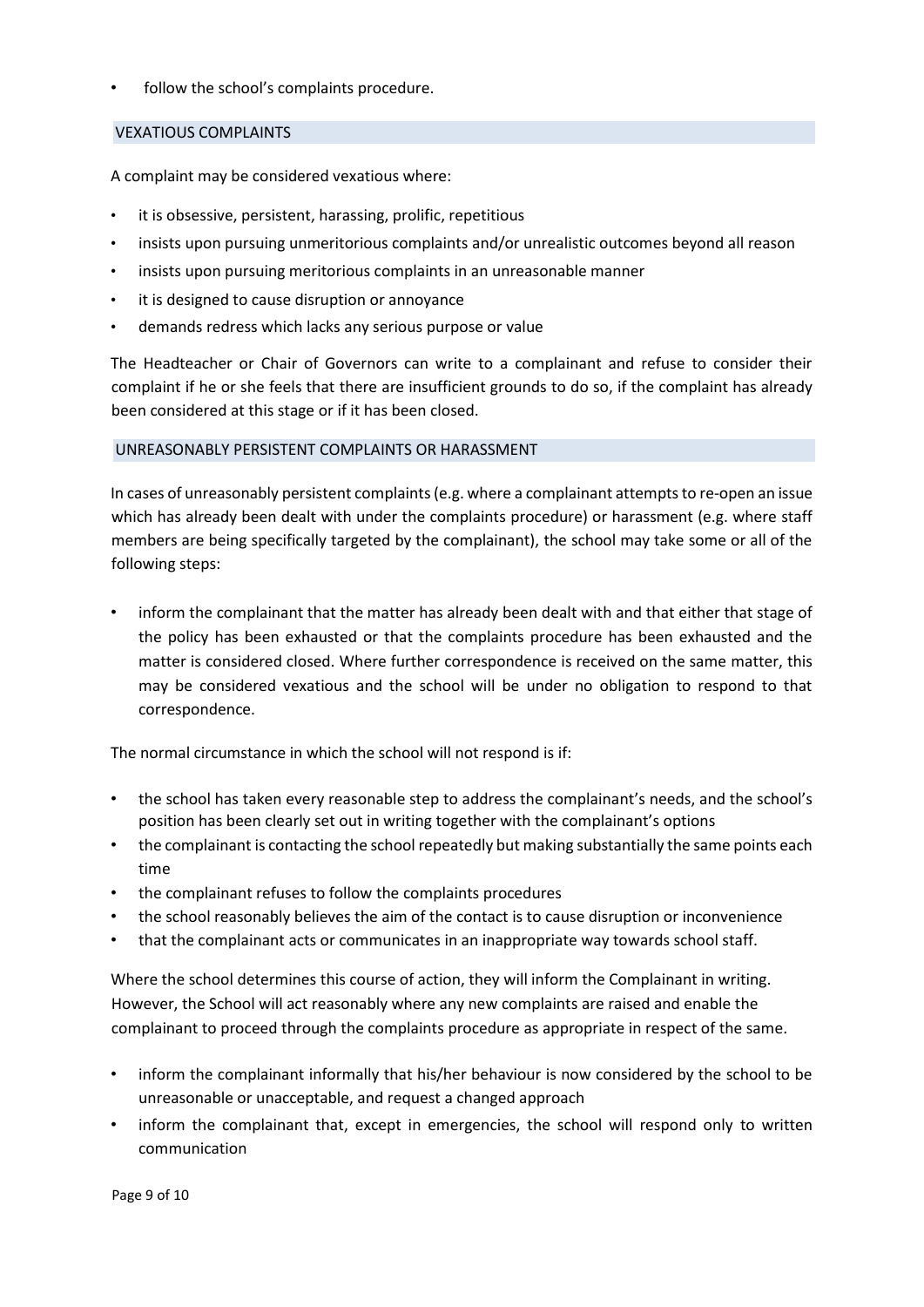- follow the school's complaints procedure.

## VEXATIOUS COMPLAINTS

A complaint may be considered vexatious where:

- it is obsessive, persistent, harassing, prolific, repetitious
- insists upon pursuing unmeritorious complaints and/or unrealistic outcomes beyond all reason
- insists upon pursuing meritorious complaints in an unreasonable manner
- it is designed to cause disruption or annoyance
- demands redress which lacks any serious purpose or value

The Headteacher or Chair of Governors can write to a complainant and refuse to consider their complaint if he or she feels that there are insufficient grounds to do so, if the complaint has already been considered at this stage or if it has been closed.

## UNREASONABLY PERSISTENT COMPLAINTS OR HARASSMENT

In cases of unreasonably persistent complaints (e.g. where a complainant attempts to re-open an issue which has already been dealt with under the complaints procedure) or harassment (e.g. where staff members are being specifically targeted by the complainant), the school may take some or all of the following steps:

- inform the complainant that the matter has already been dealt with and that either that stage of the policy has been exhausted or that the complaints procedure has been exhausted and the matter is considered closed. Where further correspondence is received on the same matter, this may be considered vexatious and the school will be under no obligation to respond to that correspondence.

The normal circumstance in which the school will not respond is if:

- the school has taken every reasonable step to address the complainant's needs, and the school's position has been clearly set out in writing together with the complainant's options
- the complainant is contacting the school repeatedly but making substantially the same points each time
- the complainant refuses to follow the complaints procedures
- the school reasonably believes the aim of the contact is to cause disruption or inconvenience
- that the complainant acts or communicates in an inappropriate way towards school staff.

Where the school determines this course of action, they will inform the Complainant in writing. However, the School will act reasonably where any new complaints are raised and enable the complainant to proceed through the complaints procedure as appropriate in respect of the same.

- inform the complainant informally that his/her behaviour is now considered by the school to be unreasonable or unacceptable, and request a changed approach
- inform the complainant that, except in emergencies, the school will respond only to written communication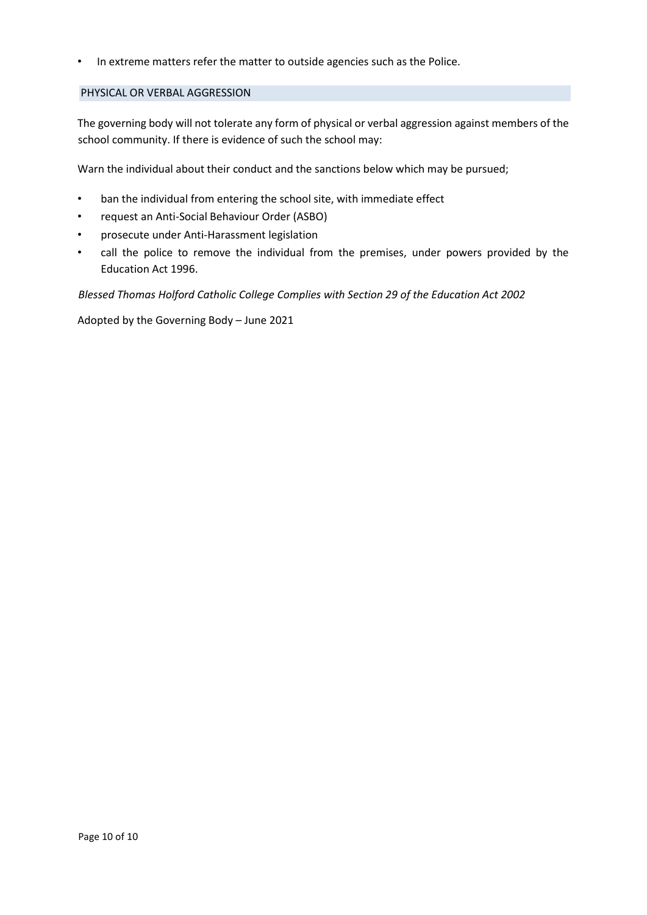- In extreme matters refer the matter to outside agencies such as the Police.

## PHYSICAL OR VERBAL AGGRESSION

The governing body will not tolerate any form of physical or verbal aggression against members of the school community. If there is evidence of such the school may:

Warn the individual about their conduct and the sanctions below which may be pursued;

- ban the individual from entering the school site, with immediate effect
- request an Anti-Social Behaviour Order (ASBO)
- prosecute under Anti-Harassment legislation
- call the police to remove the individual from the premises, under powers provided by the Education Act 1996.

*Blessed Thomas Holford Catholic College Complies with Section 29 of the Education Act 2002*

Adopted by the Governing Body – June 2021